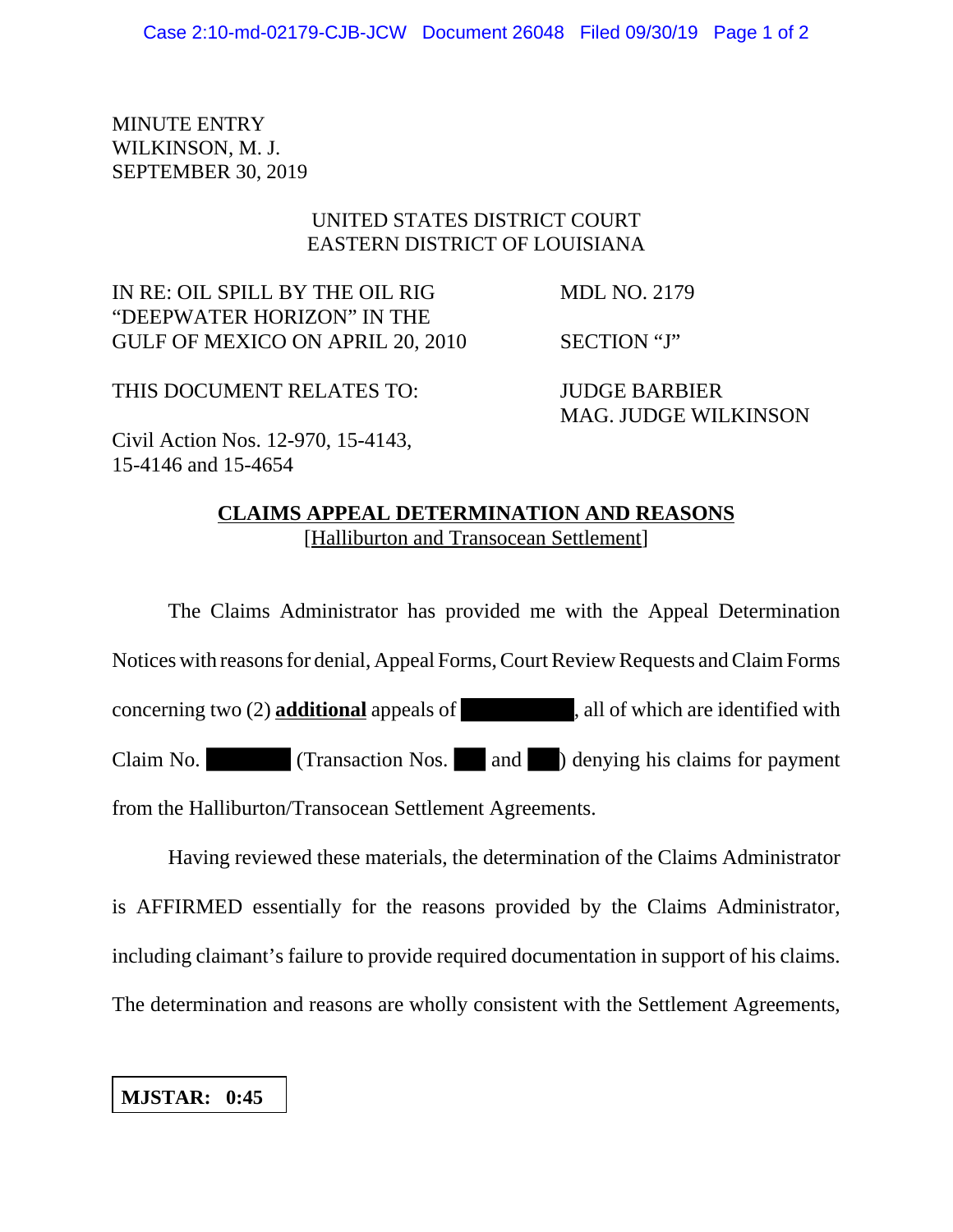MINUTE ENTRY
WILKINSON, M. J.
SEPTEMBER 30, 2019

UNITED STATES DISTRICT COURT
EASTERN DISTRICT OF LOUISIANA

| | |
|---|---|
| IN RE: OIL SPILL BY THE OIL RIG "DEEPWATER HORIZON" IN THE GULF OF MEXICO ON APRIL 20, 2010 | MDL NO. 2179 |
| | SECTION "J" |
| THIS DOCUMENT RELATES TO: | JUDGE BARBIER<br>MAG. JUDGE WILKINSON |
| Civil Action Nos. 12-970, 15-4143, 15-4146 and 15-4654 | |

**CLAIMS APPEAL DETERMINATION AND REASONS**
[Halliburton and Transocean Settlement]

The Claims Administrator has provided me with the Appeal Determination Notices with reasons for denial, Appeal Forms, Court Review Requests and Claim Forms concerning two (2) **additional** appeals of ████████, all of which are identified with Claim No. ███████ (Transaction Nos. ██ and ██) denying his claims for payment from the Halliburton/Transocean Settlement Agreements.

Having reviewed these materials, the determination of the Claims Administrator is AFFIRMED essentially for the reasons provided by the Claims Administrator, including claimant's failure to provide required documentation in support of his claims. The determination and reasons are wholly consistent with the Settlement Agreements,

**MJSTAR: 0:45**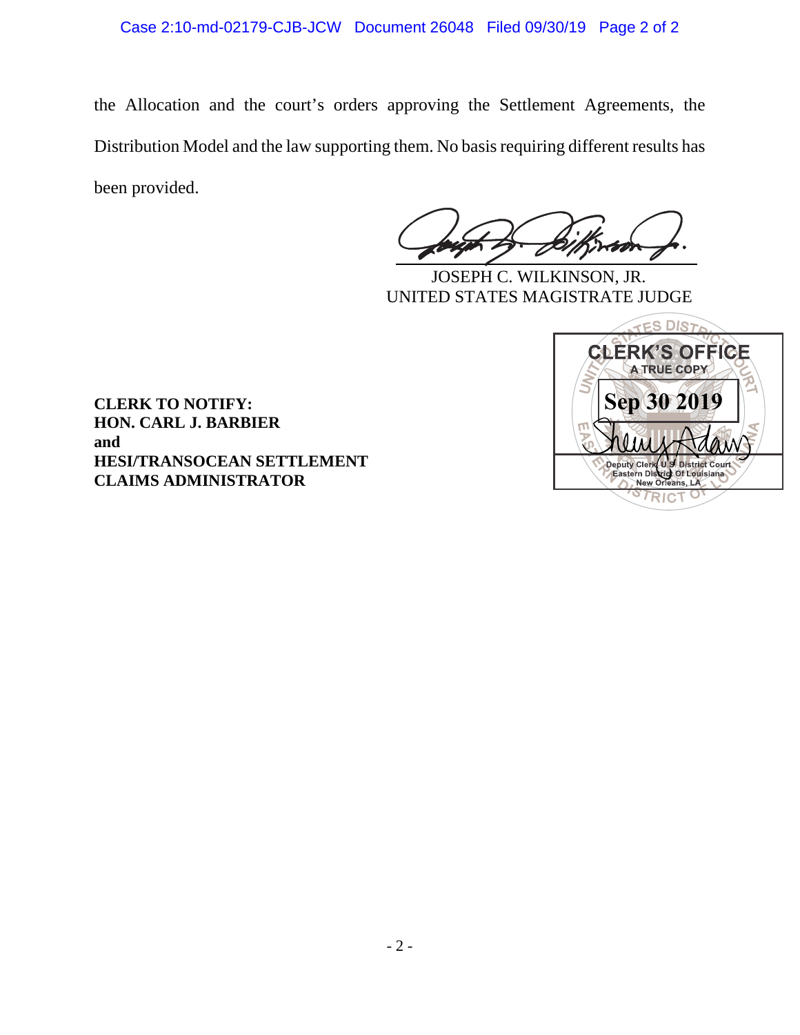the Allocation and the court's orders approving the Settlement Agreements, the Distribution Model and the law supporting them. No basis requiring different results has been provided.

JOSEPH C. WILKINSON, JR.
UNITED STATES MAGISTRATE JUDGE

CLERK'S OFFICE
A TRUE COPY
Sep 30 2019
Deputy Clerk, U.S. District Court
Eastern District Of Louisiana
New Orleans, LA

**CLERK TO NOTIFY:**
**HON. CARL J. BARBIER**
**and**
**HESI/TRANSOCEAN SETTLEMENT CLAIMS ADMINISTRATOR**